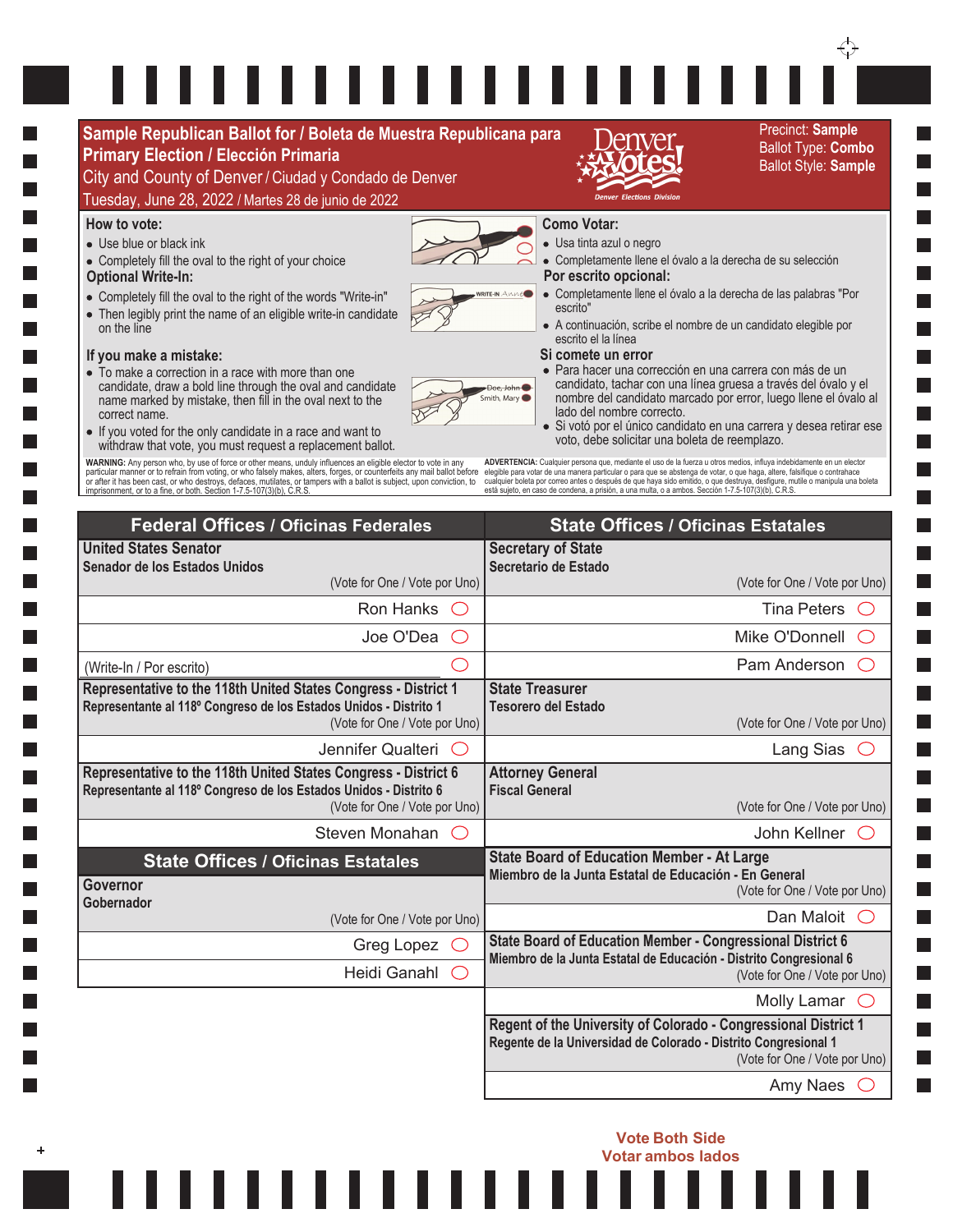# Sample Republican Ballot for / Boleta de Muestra Republicana para Primary Election / Elección Primaria

City and County of Denver / Ciudad y Condado de Denver

Tuesday, June 28, 2022 / Martes 28 de junio de 2022

Denver Votes! Denver Elections Division

Precinct: **Sample**
Ballot Type: **Combo**
Ballot Style: **Sample**

### How to vote:

- Use blue or black ink
- Completely fill the oval to the right of your choice

### Optional Write-In:

- Completely fill the oval to the right of the words "Write-in"
- Then legibly print the name of an eligible write-in candidate on the line

### If you make a mistake:

- To make a correction in a race with more than one candidate, draw a bold line through the oval and candidate name marked by mistake, then fill in the oval next to the correct name.
- If you voted for the only candidate in a race and want to withdraw that vote, you must request a replacement ballot.

### Como Votar:

- Usa tinta azul o negro
- Completamente llene el óvalo a la derecha de su selección

### Por escrito opcional:

- Completamente llene el óvalo a la derecha de las palabras "Por escrito"
- A continuación, scribe el nombre de un candidato elegible por escrito el la línea

### Si comete un error

- Para hacer una corrección en una carrera con más de un candidato, tachar con una línea gruesa a través del óvalo y el nombre del candidato marcado por error, luego llene el óvalo al lado del nombre correcto.
- Si votó por el único candidato en una carrera y desea retirar ese voto, debe solicitar una boleta de reemplazo.

**WARNING:** Any person who, by use of force or other means, unduly influences an eligible elector to vote in any particular manner or to refrain from voting, or who falsely makes, alters, forges, or counterfeits any mail ballot before or after it has been cast, or who destroys, defaces, mutilates, or tampers with a ballot is subject, upon conviction, to imprisonment, or to a fine, or both. Section 1-7.5-107(3)(b), C.R.S.

**ADVERTENCIA:** Cualquier persona que, mediante el uso de la fuerza u otros medios, influya indebidamente en un elector elegible para votar de una manera particular o para que se abstenga de votar, o que haga, altere, falsifique o contrahace cualquier boleta por correo antes o después de que haya sido emitido, o que destruya, desfigure, mutile o manipula una boleta está sujeto, en caso de condena, a prisión, a una multa, o a ambos. Sección 1-7.5-107(3)(b), C.R.S.

## Federal Offices / Oficinas Federales

**United States Senator**
**Senador de los Estados Unidos**
(Vote for One / Vote por Uno)

- Ron Hanks ○
- Joe O'Dea ○
- (Write-In / Por escrito) ○

**Representative to the 118th United States Congress - District 1**
**Representante al 118º Congreso de los Estados Unidos - Distrito 1**
(Vote for One / Vote por Uno)

- Jennifer Qualteri ○

**Representative to the 118th United States Congress - District 6**
**Representante al 118º Congreso de los Estados Unidos - Distrito 6**
(Vote for One / Vote por Uno)

- Steven Monahan ○

## State Offices / Oficinas Estatales

**Governor**
**Gobernador**
(Vote for One / Vote por Uno)

- Greg Lopez ○
- Heidi Ganahl ○

**Secretary of State**
**Secretario de Estado**
(Vote for One / Vote por Uno)

- Tina Peters ○
- Mike O'Donnell ○
- Pam Anderson ○

**State Treasurer**
**Tesorero del Estado**
(Vote for One / Vote por Uno)

- Lang Sias ○

**Attorney General**
**Fiscal General**
(Vote for One / Vote por Uno)

- John Kellner ○

**State Board of Education Member - At Large**
**Miembro de la Junta Estatal de Educación - En General**
(Vote for One / Vote por Uno)

- Dan Maloit ○

**State Board of Education Member - Congressional District 6**
**Miembro de la Junta Estatal de Educación - Distrito Congresional 6**
(Vote for One / Vote por Uno)

- Molly Lamar ○

**Regent of the University of Colorado - Congressional District 1**
**Regente de la Universidad de Colorado - Distrito Congresional 1**
(Vote for One / Vote por Uno)

- Amy Naes ○

**Vote Both Side**
**Votar ambos lados**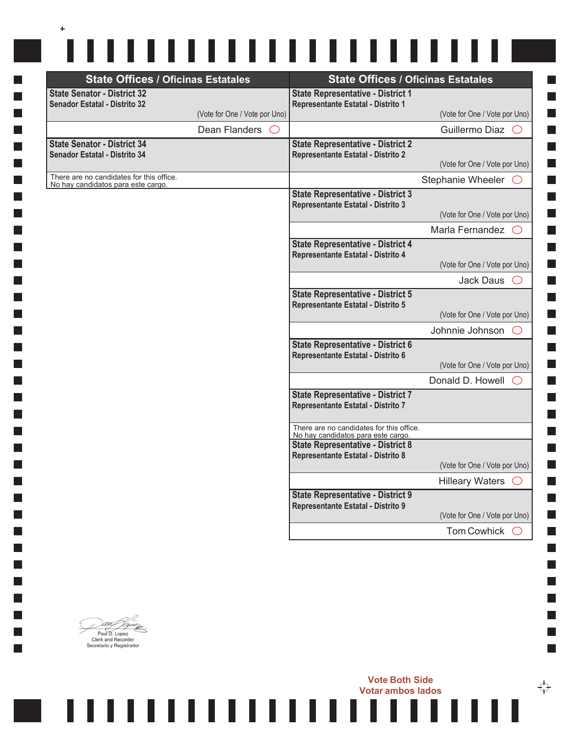## State Offices / Oficinas Estatales

**State Senator - District 32**
**Senador Estatal - Distrito 32**

(Vote for One / Vote por Uno)

- Dean Flanders ○

**State Senator - District 34**
**Senador Estatal - Distrito 34**

There are no candidates for this office.
No hay candidatos para este cargo.

## State Offices / Oficinas Estatales

**State Representative - District 1**
**Representante Estatal - Distrito 1**

(Vote for One / Vote por Uno)

- Guillermo Diaz ○

**State Representative - District 2**
**Representante Estatal - Distrito 2**

(Vote for One / Vote por Uno)

- Stephanie Wheeler ○

**State Representative - District 3**
**Representante Estatal - Distrito 3**

(Vote for One / Vote por Uno)

- Marla Fernandez ○

**State Representative - District 4**
**Representante Estatal - Distrito 4**

(Vote for One / Vote por Uno)

- Jack Daus ○

**State Representative - District 5**
**Representante Estatal - Distrito 5**

(Vote for One / Vote por Uno)

- Johnnie Johnson ○

**State Representative - District 6**
**Representante Estatal - Distrito 6**

(Vote for One / Vote por Uno)

- Donald D. Howell ○

**State Representative - District 7**
**Representante Estatal - Distrito 7**

There are no candidates for this office.
No hay candidatos para este cargo.

**State Representative - District 8**
**Representante Estatal - Distrito 8**

(Vote for One / Vote por Uno)

- Hilleary Waters ○

**State Representative - District 9**
**Representante Estatal - Distrito 9**

(Vote for One / Vote por Uno)

- Tom Cowhick ○

Paul D. Lopez
Clerk and Recorder
Secretario y Registrador

**Vote Both Side**
**Votar ambos lados**